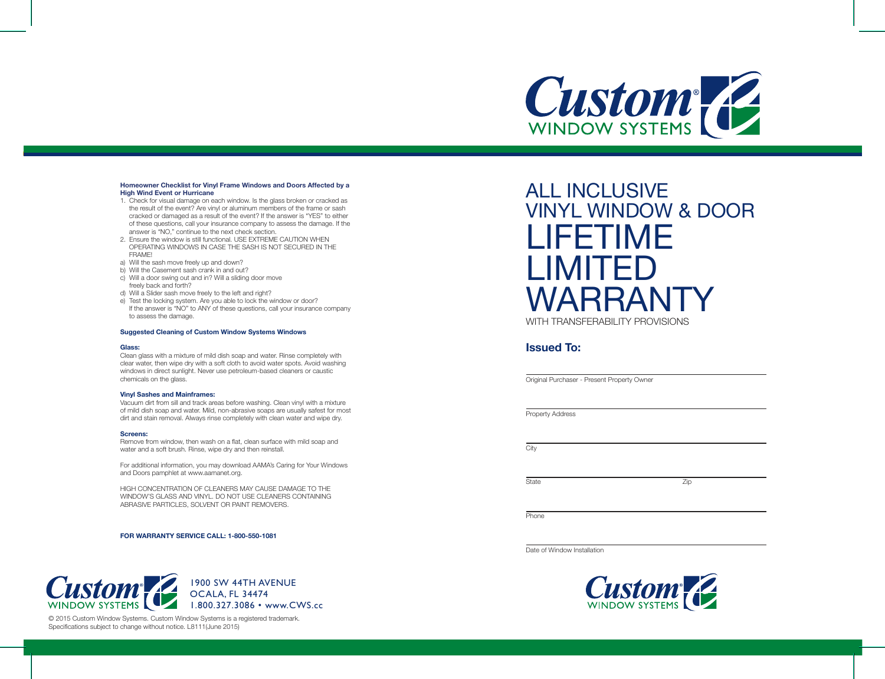**Homeowner Checklist for Vinyl Frame Windows and Doors Affected by a High Wind Event or Hurricane**

1. Check for visual damage on each window. Is the glass broken or cracked as the result of the event? Are vinyl or aluminum members of the frame or sash cracked or damaged as a result of the event? If the answer is "YES" to either of these questions, call your insurance company to assess the damage. If the answer is "NO," continue to the next check section.
2. Ensure the window is still functional. USE EXTREME CAUTION WHEN OPERATING WINDOWS IN CASE THE SASH IS NOT SECURED IN THE FRAME!

a) Will the sash move freely up and down?
b) Will the Casement sash crank in and out?
c) Will a door swing out and in? Will a sliding door move freely back and forth?
d) Will a Slider sash move freely to the left and right?
e) Test the locking system. Are you able to lock the window or door?
If the answer is "NO" to ANY of these questions, call your insurance company to assess the damage.

**Suggested Cleaning of Custom Window Systems Windows**

**Glass:**
Clean glass with a mixture of mild dish soap and water. Rinse completely with clear water, then wipe dry with a soft cloth to avoid water spots. Avoid washing windows in direct sunlight. Never use petroleum-based cleaners or caustic chemicals on the glass.

**Vinyl Sashes and Mainframes:**
Vacuum dirt from sill and track areas before washing. Clean vinyl with a mixture of mild dish soap and water. Mild, non-abrasive soaps are usually safest for most dirt and stain removal. Always rinse completely with clean water and wipe dry.

**Screens:**
Remove from window, then wash on a flat, clean surface with mild soap and water and a soft brush. Rinse, wipe dry and then reinstall.

For additional information, you may download AAMA's Caring for Your Windows and Doors pamphlet at www.aamanet.org.

HIGH CONCENTRATION OF CLEANERS MAY CAUSE DAMAGE TO THE WINDOW'S GLASS AND VINYL. DO NOT USE CLEANERS CONTAINING ABRASIVE PARTICLES, SOLVENT OR PAINT REMOVERS.

**FOR WARRANTY SERVICE CALL: 1-800-550-1081**

Custom® WINDOW SYSTEMS

1900 SW 44TH AVENUE
OCALA, FL 34474
1.800.327.3086 • www.CWS.cc

© 2015 Custom Window Systems. Custom Window Systems is a registered trademark.
Specifications subject to change without notice. L8111(June 2015)

Custom® WINDOW SYSTEMS

# ALL INCLUSIVE VINYL WINDOW & DOOR LIFETIME LIMITED WARRANTY

WITH TRANSFERABILITY PROVISIONS

## Issued To:

Original Purchaser - Present Property Owner

Property Address

City

State Zip

Phone

Date of Window Installation

Custom® WINDOW SYSTEMS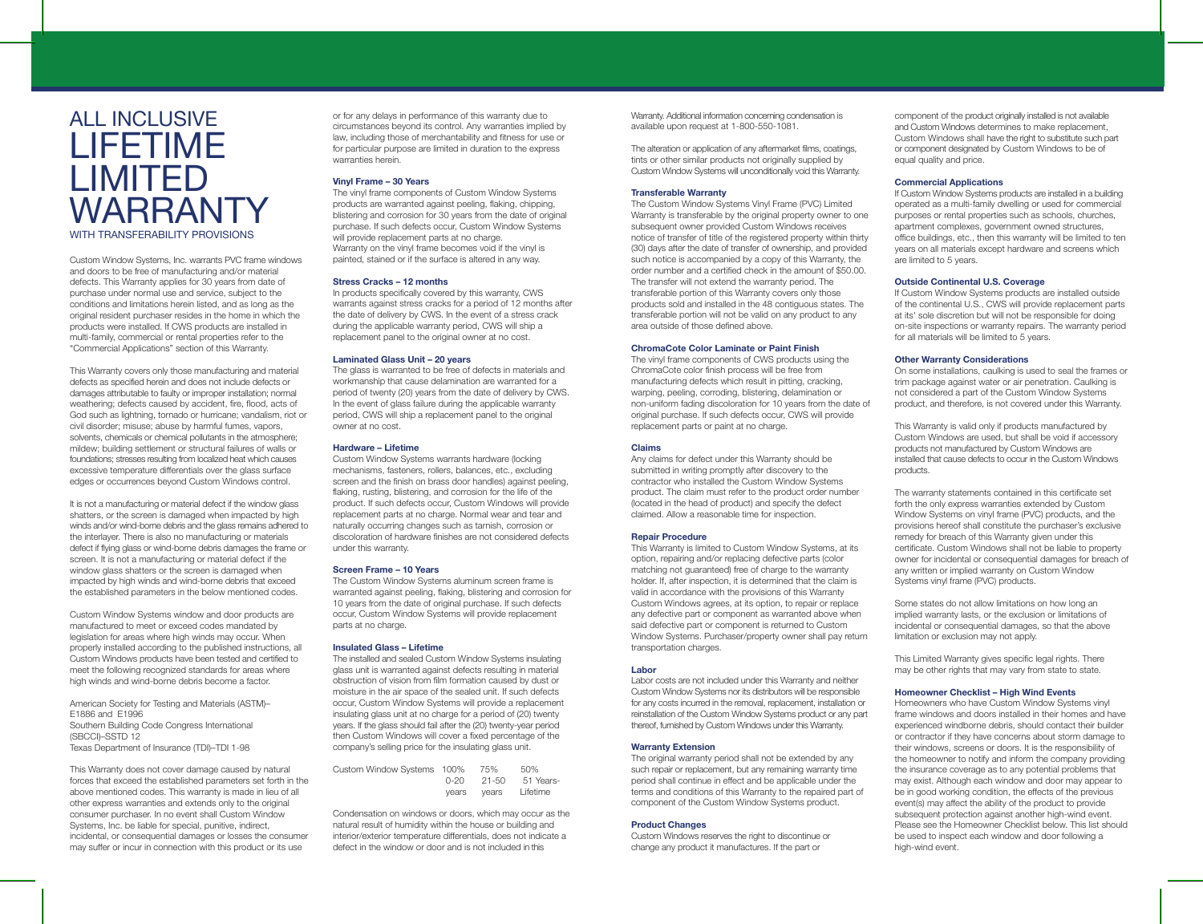# ALL INCLUSIVE LIFETIME LIMITED WARRANTY

WITH TRANSFERABILITY PROVISIONS

Custom Window Systems, Inc. warrants PVC frame windows and doors to be free of manufacturing and/or material defects. This Warranty applies for 30 years from date of purchase under normal use and service, subject to the conditions and limitations herein listed, and as long as the original resident purchaser resides in the home in which the products were installed. If CWS products are installed in multi-family, commercial or rental properties refer to the "Commercial Applications" section of this Warranty.

This Warranty covers only those manufacturing and material defects as specified herein and does not include defects or damages attributable to faulty or improper installation; normal weathering; defects caused by accident, fire, flood, acts of God such as lightning, tornado or hurricane; vandalism, riot or civil disorder; misuse; abuse by harmful fumes, vapors, solvents, chemicals or chemical pollutants in the atmosphere; mildew; building settlement or structural failures of walls or foundations; stresses resulting from localized heat which causes excessive temperature differentials over the glass surface edges or occurrences beyond Custom Windows control.

It is not a manufacturing or material defect if the window glass shatters, or the screen is damaged when impacted by high winds and/or wind-borne debris and the glass remains adhered to the interlayer. There is also no manufacturing or materials defect if flying glass or wind-borne debris damages the frame or screen. It is not a manufacturing or material defect if the window glass shatters or the screen is damaged when impacted by high winds and wind-borne debris that exceed the established parameters in the below mentioned codes.

Custom Window Systems window and door products are manufactured to meet or exceed codes mandated by legislation for areas where high winds may occur. When properly installed according to the published instructions, all Custom Windows products have been tested and certified to meet the following recognized standards for areas where high winds and wind-borne debris become a factor.

American Society for Testing and Materials (ASTM)– E1886 and E1996
Southern Building Code Congress International (SBCCI)–SSTD 12
Texas Department of Insurance (TDI)–TDI 1-98

This Warranty does not cover damage caused by natural forces that exceed the established parameters set forth in the above mentioned codes. This warranty is made in lieu of all other express warranties and extends only to the original consumer purchaser. In no event shall Custom Window Systems, Inc. be liable for special, punitive, indirect, incidental, or consequential damages or losses the consumer may suffer or incur in connection with this product or its use or for any delays in performance of this warranty due to circumstances beyond its control. Any warranties implied by law, including those of merchantability and fitness for use or for particular purpose are limited in duration to the express warranties herein.

### Vinyl Frame – 30 Years

The vinyl frame components of Custom Window Systems products are warranted against peeling, flaking, chipping, blistering and corrosion for 30 years from the date of original purchase. If such defects occur, Custom Window Systems will provide replacement parts at no charge.
Warranty on the vinyl frame becomes void if the vinyl is painted, stained or if the surface is altered in any way.

### Stress Cracks – 12 months

In products specifically covered by this warranty, CWS warrants against stress cracks for a period of 12 months after the date of delivery by CWS. In the event of a stress crack during the applicable warranty period, CWS will ship a replacement panel to the original owner at no cost.

### Laminated Glass Unit – 20 years

The glass is warranted to be free of defects in materials and workmanship that cause delamination are warranted for a period of twenty (20) years from the date of delivery by CWS. In the event of glass failure during the applicable warranty period, CWS will ship a replacement panel to the original owner at no cost.

### Hardware – Lifetime

Custom Window Systems warrants hardware (locking mechanisms, fasteners, rollers, balances, etc., excluding screen and the finish on brass door handles) against peeling, flaking, rusting, blistering, and corrosion for the life of the product. If such defects occur, Custom Windows will provide replacement parts at no charge. Normal wear and tear and naturally occurring changes such as tarnish, corrosion or discoloration of hardware finishes are not considered defects under this warranty.

### Screen Frame – 10 Years

The Custom Window Systems aluminum screen frame is warranted against peeling, flaking, blistering and corrosion for 10 years from the date of original purchase. If such defects occur, Custom Window Systems will provide replacement parts at no charge.

### Insulated Glass – Lifetime

The installed and sealed Custom Window Systems insulating glass unit is warranted against defects resulting in material obstruction of vision from film formation caused by dust or moisture in the air space of the sealed unit. If such defects occur, Custom Windows will provide a replacement insulating glass unit at no charge for a period of (20) twenty years. If the glass should fail after the (20) twenty-year period then Custom Windows will cover a fixed percentage of the company's selling price for the insulating glass unit.

| | | | |
|---|---|---|---|
| Custom Window Systems | 100% | 75% | 50% |
| | 0-20 years | 21-50 years | 51 Years-Lifetime |

Condensation on windows or doors, which may occur as the natural result of humidity within the house or building and interior/exterior temperature differentials, does not indicate a defect in the window or door and is not included in this Warranty. Additional information concerning condensation is available upon request at 1-800-550-1081.

The alteration or application of any aftermarket films, coatings, tints or other similar products not originally supplied by Custom Window Systems will unconditionally void this Warranty.

### Transferable Warranty

The Custom Window Systems Vinyl Frame (PVC) Limited Warranty is transferable by the original property owner to one subsequent owner provided Custom Windows receives notice of transfer of title of the registered property within thirty (30) days after the date of transfer of ownership, and provided such notice is accompanied by a copy of this Warranty, the order number and a certified check in the amount of $50.00. The transfer will not extend the warranty period. The transferable portion of this Warranty covers only those products sold and installed in the 48 contiguous states. The transferable portion will not be valid on any product to any area outside of those defined above.

### ChromaCote Color Laminate or Paint Finish

The vinyl frame components of CWS products using the ChromaCote color finish process will be free from manufacturing defects which result in pitting, cracking, warping, peeling, corroding, blistering, delamination or non-uniform fading discoloration for 10 years from the date of original purchase. If such defects occur, CWS will provide replacement parts or paint at no charge.

### Claims

Any claims for defect under this Warranty should be submitted in writing promptly after discovery to the contractor who installed the Custom Window Systems product. The claim must refer to the product order number (located in the head of product) and specify the defect claimed. Allow a reasonable time for inspection.

### Repair Procedure

This Warranty is limited to Custom Window Systems, at its option, repairing and/or replacing defective parts (color matching not guaranteed) free of charge to the warranty holder. If, after inspection, it is determined that the claim is valid in accordance with the provisions of this Warranty Custom Windows agrees, at its option, to repair or replace any defective part or component as warranted above when said defective part or component is returned to Custom Window Systems. Purchaser/property owner shall pay return transportation charges.

### Labor

Labor costs are not included under this Warranty and neither Custom Window Systems nor its distributors will be responsible for any costs incurred in the removal, replacement, installation or reinstallation of the Custom Window Systems product or any part thereof, furnished by Custom Windows under this Warranty.

### Warranty Extension

The original warranty period shall not be extended by any such repair or replacement, but any remaining warranty time period shall continue in effect and be applicable under the terms and conditions of this Warranty to the repaired part of component of the Custom Window Systems product.

### Product Changes

Custom Windows reserves the right to discontinue or change any product it manufactures. If the part or component of the product originally installed is not available and Custom Windows determines to make replacement, Custom Windows shall have the right to substitute such part or component designated by Custom Windows to be of equal quality and price.

### Commercial Applications

If Custom Window Systems products are installed in a building operated as a multi-family dwelling or used for commercial purposes or rental properties such as schools, churches, apartment complexes, government owned structures, office buildings, etc., then this warranty will be limited to ten years on all materials except hardware and screens which are limited to 5 years.

### Outside Continental U.S. Coverage

If Custom Window Systems products are installed outside of the continental U.S., CWS will provide replacement parts at its' sole discretion but will not be responsible for doing on-site inspections or warranty repairs. The warranty period for all materials will be limited to 5 years.

### Other Warranty Considerations

On some installations, caulking is used to seal the frames or trim package against water or air penetration. Caulking is not considered a part of the Custom Window Systems product, and therefore, is not covered under this Warranty.

This Warranty is valid only if products manufactured by Custom Windows are used, but shall be void if accessory products not manufactured by Custom Windows are installed that cause defects to occur in the Custom Windows products.

The warranty statements contained in this certificate set forth the only express warranties extended by Custom Window Systems on vinyl frame (PVC) products, and the provisions hereof shall constitute the purchaser's exclusive remedy for breach of this Warranty given under this certificate. Custom Windows shall not be liable to property owner for incidental or consequential damages for breach of any written or implied warranty on Custom Window Systems vinyl frame (PVC) products.

Some states do not allow limitations on how long an implied warranty lasts, or the exclusion or limitations of incidental or consequential damages, so that the above limitation or exclusion may not apply.

This Limited Warranty gives specific legal rights. There may be other rights that may vary from state to state.

### Homeowner Checklist – High Wind Events

Homeowners who have Custom Window Systems vinyl frame windows and doors installed in their homes and have experienced windborne debris, should contact their builder or contractor if they have concerns about storm damage to their windows, screens or doors. It is the responsibility of the homeowner to notify and inform the company providing the insurance coverage as to any potential problems that may exist. Although each window and door may appear to be in good working condition, the effects of the previous event(s) may affect the ability of the product to provide subsequent protection against another high-wind event. Please see the Homeowner Checklist below. This list should be used to inspect each window and door following a high-wind event.